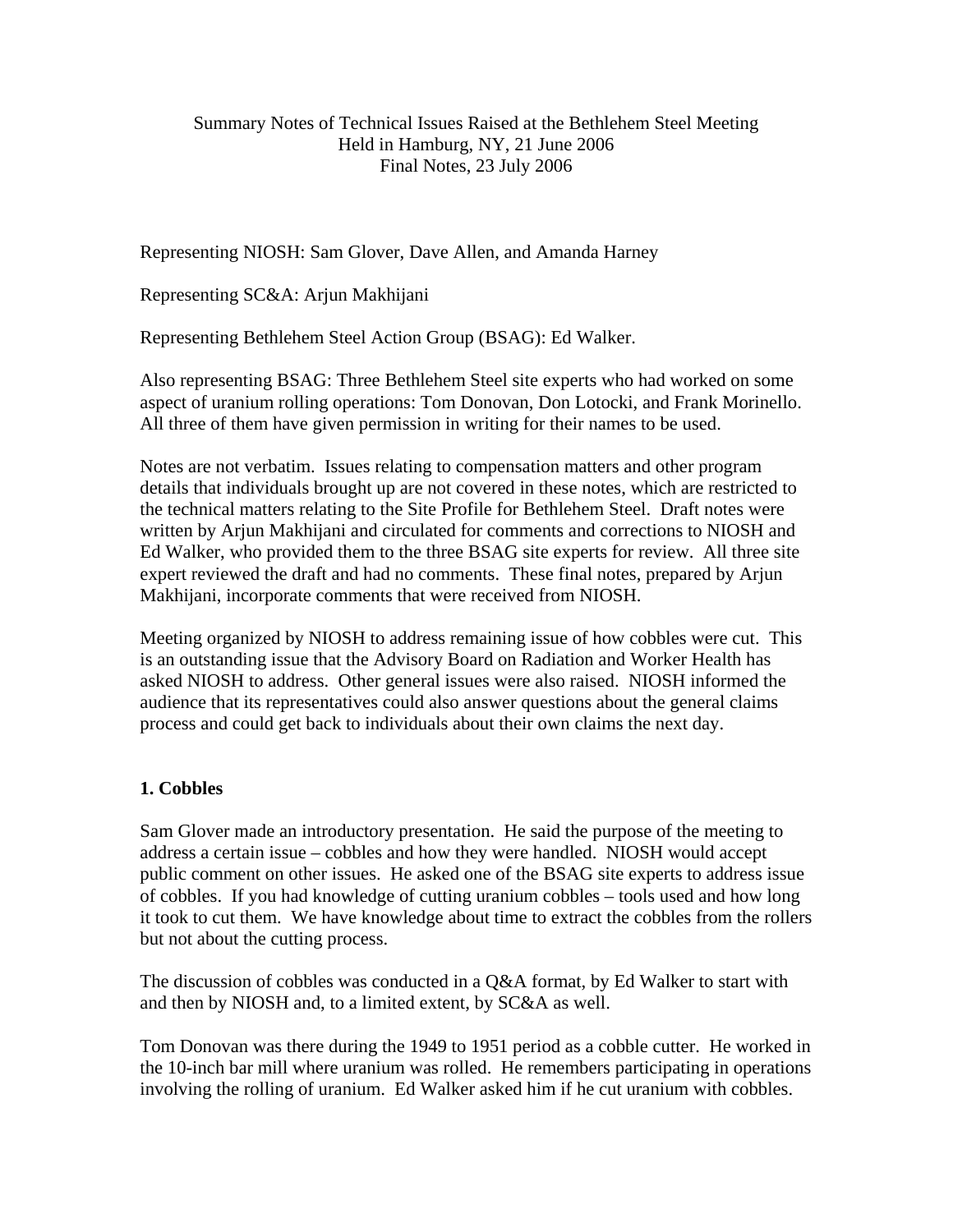Summary Notes of Technical Issues Raised at the Bethlehem Steel Meeting
Held in Hamburg, NY, 21 June 2006
Final Notes, 23 July 2006

Representing NIOSH: Sam Glover, Dave Allen, and Amanda Harney

Representing SC&A: Arjun Makhijani

Representing Bethlehem Steel Action Group (BSAG): Ed Walker.

Also representing BSAG: Three Bethlehem Steel site experts who had worked on some aspect of uranium rolling operations: Tom Donovan, Don Lotocki, and Frank Morinello. All three of them have given permission in writing for their names to be used.

Notes are not verbatim. Issues relating to compensation matters and other program details that individuals brought up are not covered in these notes, which are restricted to the technical matters relating to the Site Profile for Bethlehem Steel. Draft notes were written by Arjun Makhijani and circulated for comments and corrections to NIOSH and Ed Walker, who provided them to the three BSAG site experts for review. All three site expert reviewed the draft and had no comments. These final notes, prepared by Arjun Makhijani, incorporate comments that were received from NIOSH.

Meeting organized by NIOSH to address remaining issue of how cobbles were cut. This is an outstanding issue that the Advisory Board on Radiation and Worker Health has asked NIOSH to address. Other general issues were also raised. NIOSH informed the audience that its representatives could also answer questions about the general claims process and could get back to individuals about their own claims the next day.

## 1. Cobbles

Sam Glover made an introductory presentation. He said the purpose of the meeting to address a certain issue – cobbles and how they were handled. NIOSH would accept public comment on other issues. He asked one of the BSAG site experts to address issue of cobbles. If you had knowledge of cutting uranium cobbles – tools used and how long it took to cut them. We have knowledge about time to extract the cobbles from the rollers but not about the cutting process.

The discussion of cobbles was conducted in a Q&A format, by Ed Walker to start with and then by NIOSH and, to a limited extent, by SC&A as well.

Tom Donovan was there during the 1949 to 1951 period as a cobble cutter. He worked in the 10-inch bar mill where uranium was rolled. He remembers participating in operations involving the rolling of uranium. Ed Walker asked him if he cut uranium with cobbles.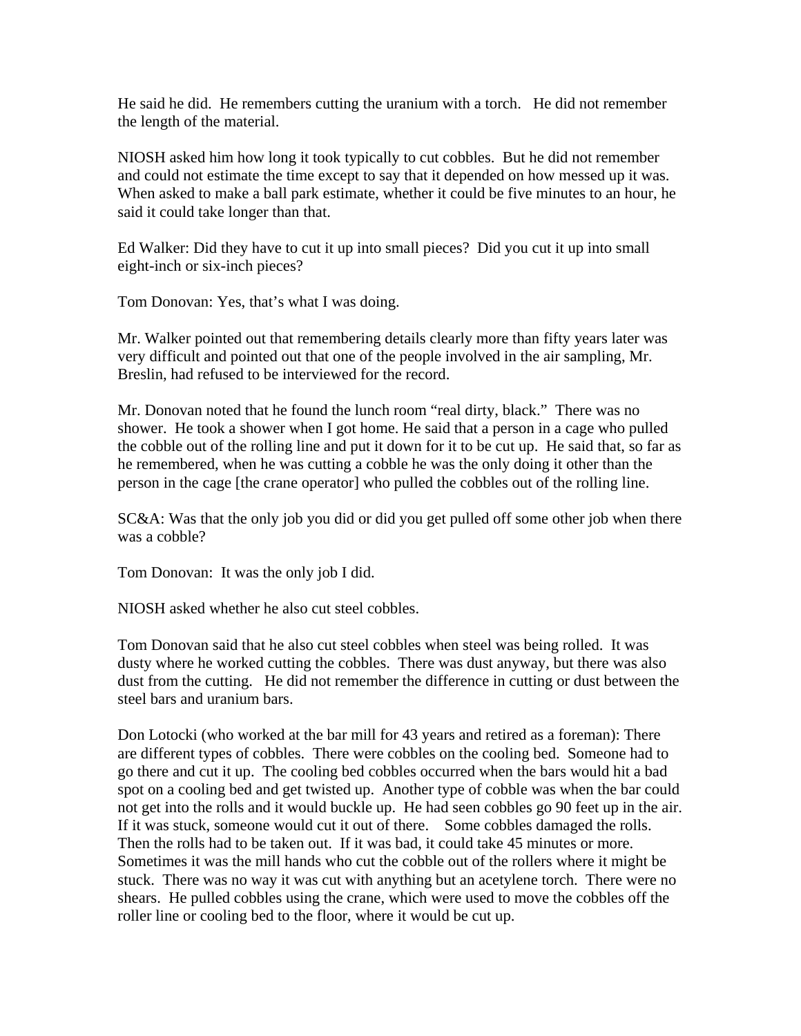He said he did. He remembers cutting the uranium with a torch. He did not remember the length of the material.

NIOSH asked him how long it took typically to cut cobbles. But he did not remember and could not estimate the time except to say that it depended on how messed up it was. When asked to make a ball park estimate, whether it could be five minutes to an hour, he said it could take longer than that.

Ed Walker: Did they have to cut it up into small pieces? Did you cut it up into small eight-inch or six-inch pieces?

Tom Donovan: Yes, that's what I was doing.

Mr. Walker pointed out that remembering details clearly more than fifty years later was very difficult and pointed out that one of the people involved in the air sampling, Mr. Breslin, had refused to be interviewed for the record.

Mr. Donovan noted that he found the lunch room "real dirty, black." There was no shower. He took a shower when I got home. He said that a person in a cage who pulled the cobble out of the rolling line and put it down for it to be cut up. He said that, so far as he remembered, when he was cutting a cobble he was the only doing it other than the person in the cage [the crane operator] who pulled the cobbles out of the rolling line.

SC&A: Was that the only job you did or did you get pulled off some other job when there was a cobble?

Tom Donovan: It was the only job I did.

NIOSH asked whether he also cut steel cobbles.

Tom Donovan said that he also cut steel cobbles when steel was being rolled. It was dusty where he worked cutting the cobbles. There was dust anyway, but there was also dust from the cutting. He did not remember the difference in cutting or dust between the steel bars and uranium bars.

Don Lotocki (who worked at the bar mill for 43 years and retired as a foreman): There are different types of cobbles. There were cobbles on the cooling bed. Someone had to go there and cut it up. The cooling bed cobbles occurred when the bars would hit a bad spot on a cooling bed and get twisted up. Another type of cobble was when the bar could not get into the rolls and it would buckle up. He had seen cobbles go 90 feet up in the air. If it was stuck, someone would cut it out of there. Some cobbles damaged the rolls. Then the rolls had to be taken out. If it was bad, it could take 45 minutes or more. Sometimes it was the mill hands who cut the cobble out of the rollers where it might be stuck. There was no way it was cut with anything but an acetylene torch. There were no shears. He pulled cobbles using the crane, which were used to move the cobbles off the roller line or cooling bed to the floor, where it would be cut up.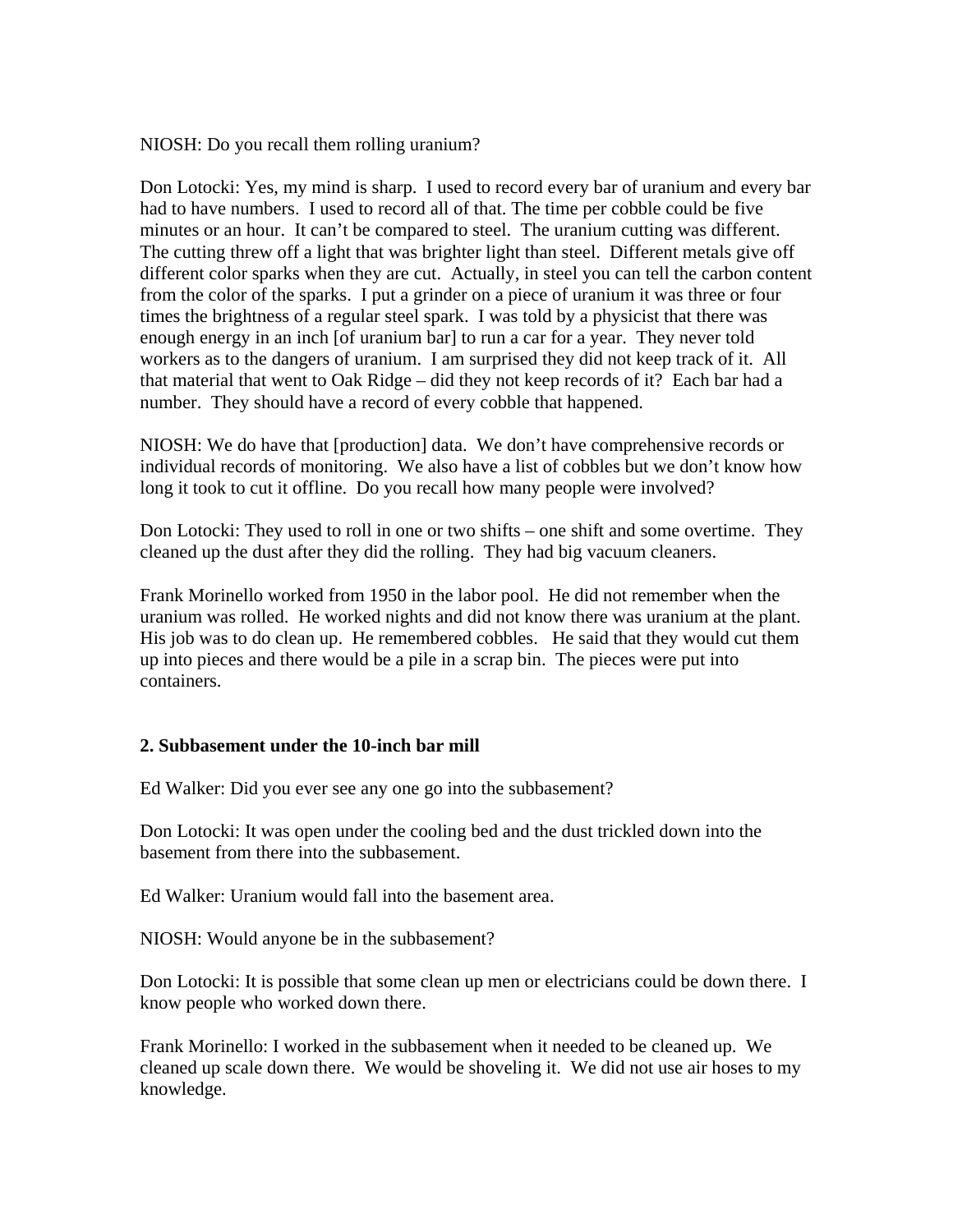NIOSH: Do you recall them rolling uranium?

Don Lotocki: Yes, my mind is sharp. I used to record every bar of uranium and every bar had to have numbers. I used to record all of that. The time per cobble could be five minutes or an hour. It can't be compared to steel. The uranium cutting was different. The cutting threw off a light that was brighter light than steel. Different metals give off different color sparks when they are cut. Actually, in steel you can tell the carbon content from the color of the sparks. I put a grinder on a piece of uranium it was three or four times the brightness of a regular steel spark. I was told by a physicist that there was enough energy in an inch [of uranium bar] to run a car for a year. They never told workers as to the dangers of uranium. I am surprised they did not keep track of it. All that material that went to Oak Ridge – did they not keep records of it? Each bar had a number. They should have a record of every cobble that happened.

NIOSH: We do have that [production] data. We don't have comprehensive records or individual records of monitoring. We also have a list of cobbles but we don't know how long it took to cut it offline. Do you recall how many people were involved?

Don Lotocki: They used to roll in one or two shifts – one shift and some overtime. They cleaned up the dust after they did the rolling. They had big vacuum cleaners.

Frank Morinello worked from 1950 in the labor pool. He did not remember when the uranium was rolled. He worked nights and did not know there was uranium at the plant. His job was to do clean up. He remembered cobbles. He said that they would cut them up into pieces and there would be a pile in a scrap bin. The pieces were put into containers.

**2. Subbasement under the 10-inch bar mill**

Ed Walker: Did you ever see any one go into the subbasement?

Don Lotocki: It was open under the cooling bed and the dust trickled down into the basement from there into the subbasement.

Ed Walker: Uranium would fall into the basement area.

NIOSH: Would anyone be in the subbasement?

Don Lotocki: It is possible that some clean up men or electricians could be down there. I know people who worked down there.

Frank Morinello: I worked in the subbasement when it needed to be cleaned up. We cleaned up scale down there. We would be shoveling it. We did not use air hoses to my knowledge.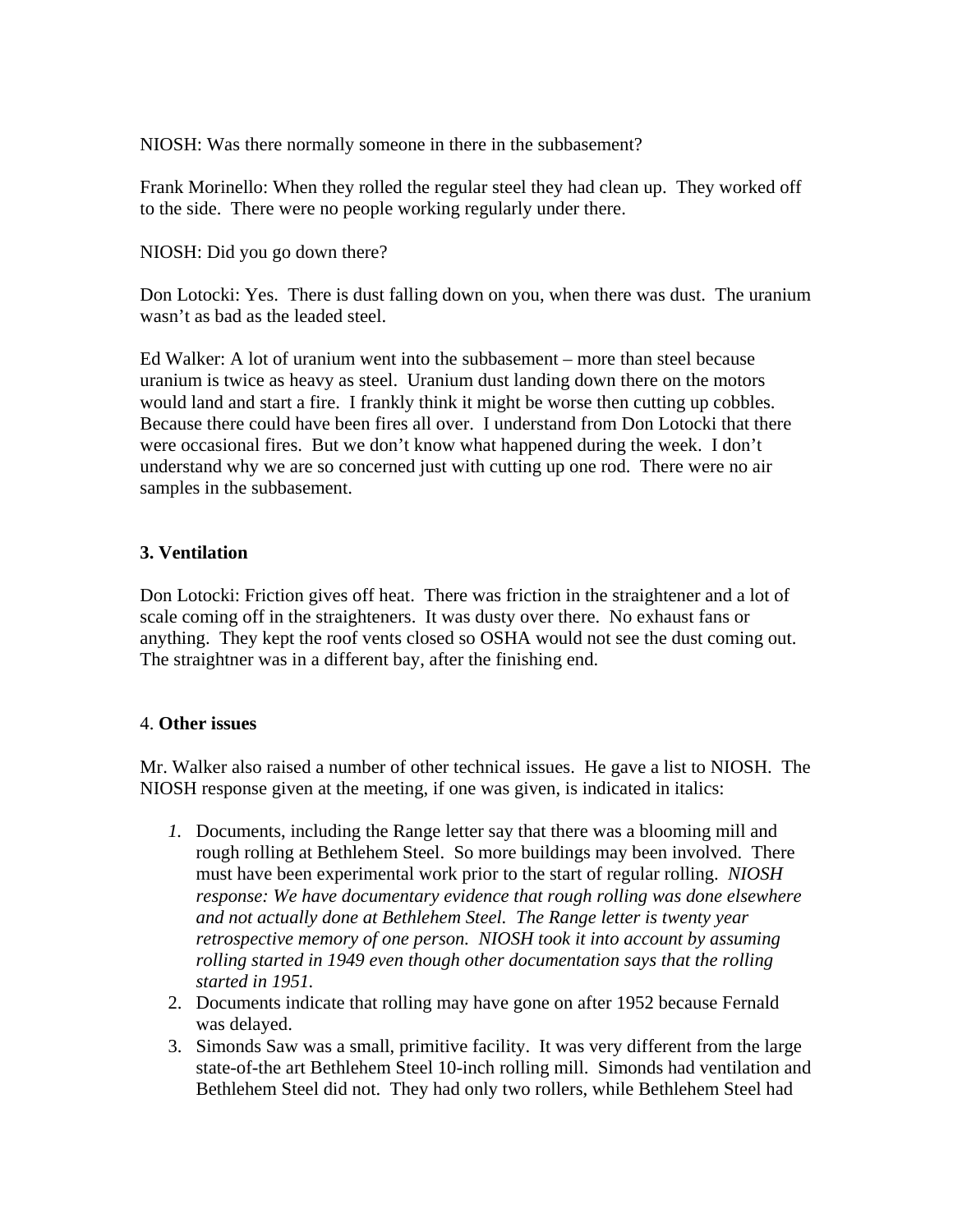NIOSH: Was there normally someone in there in the subbasement?

Frank Morinello: When they rolled the regular steel they had clean up. They worked off to the side. There were no people working regularly under there.

NIOSH: Did you go down there?

Don Lotocki: Yes. There is dust falling down on you, when there was dust. The uranium wasn't as bad as the leaded steel.

Ed Walker: A lot of uranium went into the subbasement – more than steel because uranium is twice as heavy as steel. Uranium dust landing down there on the motors would land and start a fire. I frankly think it might be worse then cutting up cobbles. Because there could have been fires all over. I understand from Don Lotocki that there were occasional fires. But we don't know what happened during the week. I don't understand why we are so concerned just with cutting up one rod. There were no air samples in the subbasement.

### 3. Ventilation

Don Lotocki: Friction gives off heat. There was friction in the straightener and a lot of scale coming off in the straighteners. It was dusty over there. No exhaust fans or anything. They kept the roof vents closed so OSHA would not see the dust coming out. The straightner was in a different bay, after the finishing end.

### 4. **Other issues**

Mr. Walker also raised a number of other technical issues. He gave a list to NIOSH. The NIOSH response given at the meeting, if one was given, is indicated in italics:

1. Documents, including the Range letter say that there was a blooming mill and rough rolling at Bethlehem Steel. So more buildings may been involved. There must have been experimental work prior to the start of regular rolling. *NIOSH response: We have documentary evidence that rough rolling was done elsewhere and not actually done at Bethlehem Steel. The Range letter is twenty year retrospective memory of one person. NIOSH took it into account by assuming rolling started in 1949 even though other documentation says that the rolling started in 1951.*
2. Documents indicate that rolling may have gone on after 1952 because Fernald was delayed.
3. Simonds Saw was a small, primitive facility. It was very different from the large state-of-the art Bethlehem Steel 10-inch rolling mill. Simonds had ventilation and Bethlehem Steel did not. They had only two rollers, while Bethlehem Steel had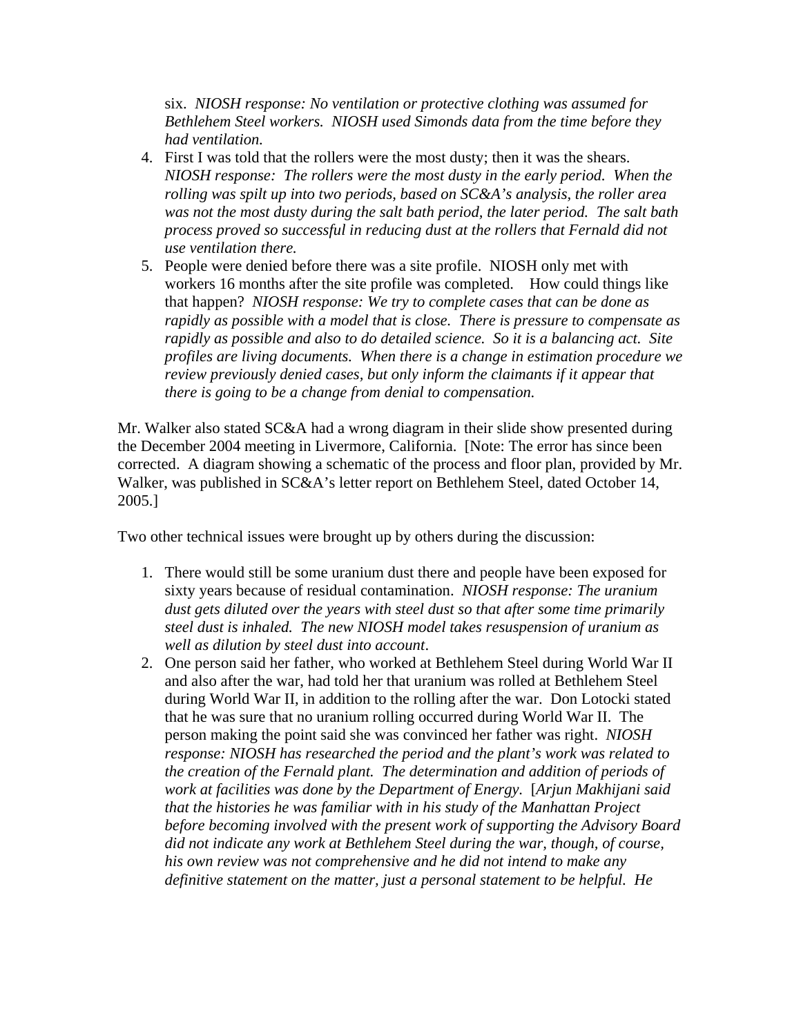six. *NIOSH response: No ventilation or protective clothing was assumed for Bethlehem Steel workers. NIOSH used Simonds data from the time before they had ventilation.*

4. First I was told that the rollers were the most dusty; then it was the shears. *NIOSH response: The rollers were the most dusty in the early period. When the rolling was spilt up into two periods, based on SC&A's analysis, the roller area was not the most dusty during the salt bath period, the later period. The salt bath process proved so successful in reducing dust at the rollers that Fernald did not use ventilation there.*
5. People were denied before there was a site profile. NIOSH only met with workers 16 months after the site profile was completed. How could things like that happen? *NIOSH response: We try to complete cases that can be done as rapidly as possible with a model that is close. There is pressure to compensate as rapidly as possible and also to do detailed science. So it is a balancing act. Site profiles are living documents. When there is a change in estimation procedure we review previously denied cases, but only inform the claimants if it appear that there is going to be a change from denial to compensation.*

Mr. Walker also stated SC&A had a wrong diagram in their slide show presented during the December 2004 meeting in Livermore, California. [Note: The error has since been corrected. A diagram showing a schematic of the process and floor plan, provided by Mr. Walker, was published in SC&A's letter report on Bethlehem Steel, dated October 14, 2005.]

Two other technical issues were brought up by others during the discussion:

1. There would still be some uranium dust there and people have been exposed for sixty years because of residual contamination. *NIOSH response: The uranium dust gets diluted over the years with steel dust so that after some time primarily steel dust is inhaled. The new NIOSH model takes resuspension of uranium as well as dilution by steel dust into account*.
2. One person said her father, who worked at Bethlehem Steel during World War II and also after the war, had told her that uranium was rolled at Bethlehem Steel during World War II, in addition to the rolling after the war. Don Lotocki stated that he was sure that no uranium rolling occurred during World War II. The person making the point said she was convinced her father was right. *NIOSH response: NIOSH has researched the period and the plant's work was related to the creation of the Fernald plant. The determination and addition of periods of work at facilities was done by the Department of Energy.* [*Arjun Makhijani said that the histories he was familiar with in his study of the Manhattan Project before becoming involved with the present work of supporting the Advisory Board did not indicate any work at Bethlehem Steel during the war, though, of course, his own review was not comprehensive and he did not intend to make any definitive statement on the matter, just a personal statement to be helpful. He*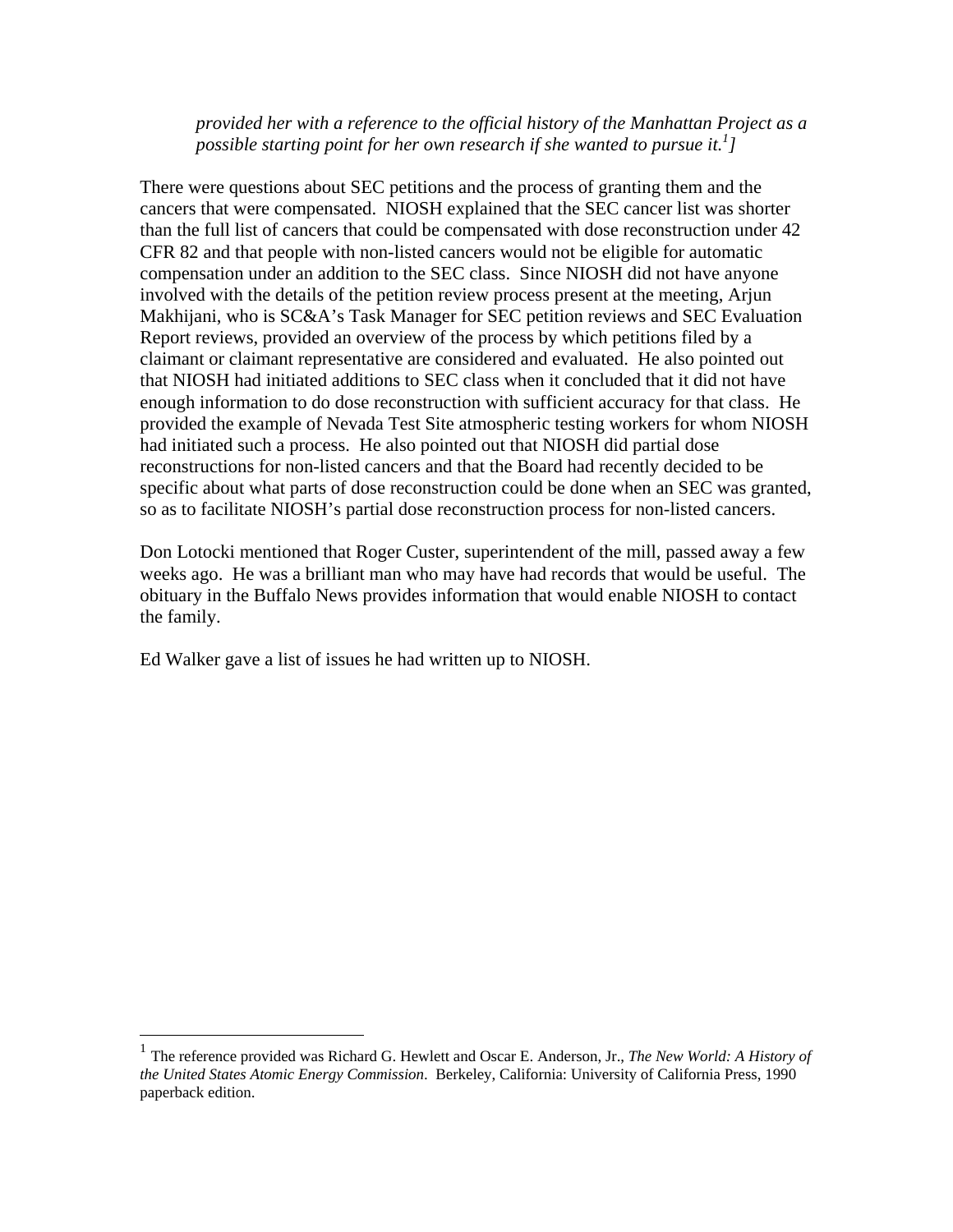*provided her with a reference to the official history of the Manhattan Project as a possible starting point for her own research if she wanted to pursue it.[1]]*

There were questions about SEC petitions and the process of granting them and the cancers that were compensated. NIOSH explained that the SEC cancer list was shorter than the full list of cancers that could be compensated with dose reconstruction under 42 CFR 82 and that people with non-listed cancers would not be eligible for automatic compensation under an addition to the SEC class. Since NIOSH did not have anyone involved with the details of the petition review process present at the meeting, Arjun Makhijani, who is SC&A's Task Manager for SEC petition reviews and SEC Evaluation Report reviews, provided an overview of the process by which petitions filed by a claimant or claimant representative are considered and evaluated. He also pointed out that NIOSH had initiated additions to SEC class when it concluded that it did not have enough information to do dose reconstruction with sufficient accuracy for that class. He provided the example of Nevada Test Site atmospheric testing workers for whom NIOSH had initiated such a process. He also pointed out that NIOSH did partial dose reconstructions for non-listed cancers and that the Board had recently decided to be specific about what parts of dose reconstruction could be done when an SEC was granted, so as to facilitate NIOSH's partial dose reconstruction process for non-listed cancers.

Don Lotocki mentioned that Roger Custer, superintendent of the mill, passed away a few weeks ago. He was a brilliant man who may have had records that would be useful. The obituary in the Buffalo News provides information that would enable NIOSH to contact the family.

Ed Walker gave a list of issues he had written up to NIOSH.

---

[1] The reference provided was Richard G. Hewlett and Oscar E. Anderson, Jr., *The New World: A History of the United States Atomic Energy Commission*. Berkeley, California: University of California Press, 1990 paperback edition.